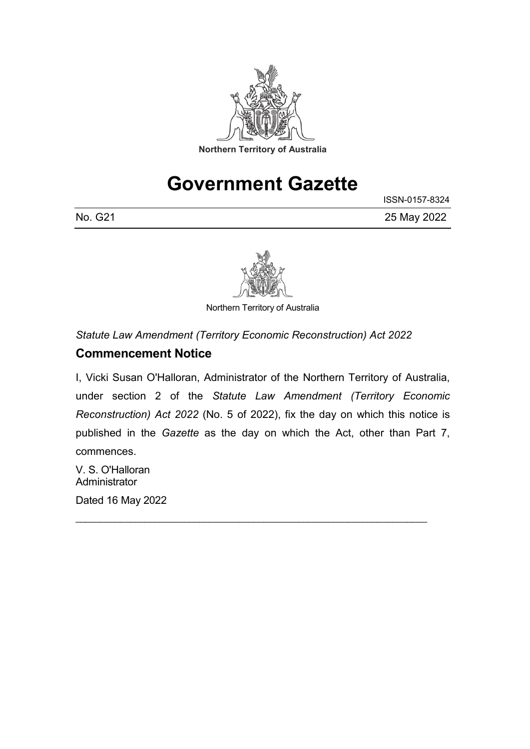Northern Territory of Australia

# Government Gazette

ISSN-0157-8324

No. G21 25 May 2022

Northern Territory of Australia

*Statute Law Amendment (Territory Economic Reconstruction) Act 2022*

## Commencement Notice

I, Vicki Susan O'Halloran, Administrator of the Northern Territory of Australia, under section 2 of the *Statute Law Amendment (Territory Economic Reconstruction) Act 2022* (No. 5 of 2022), fix the day on which this notice is published in the *Gazette* as the day on which the Act, other than Part 7, commences.

V. S. O'Halloran
Administrator

Dated 16 May 2022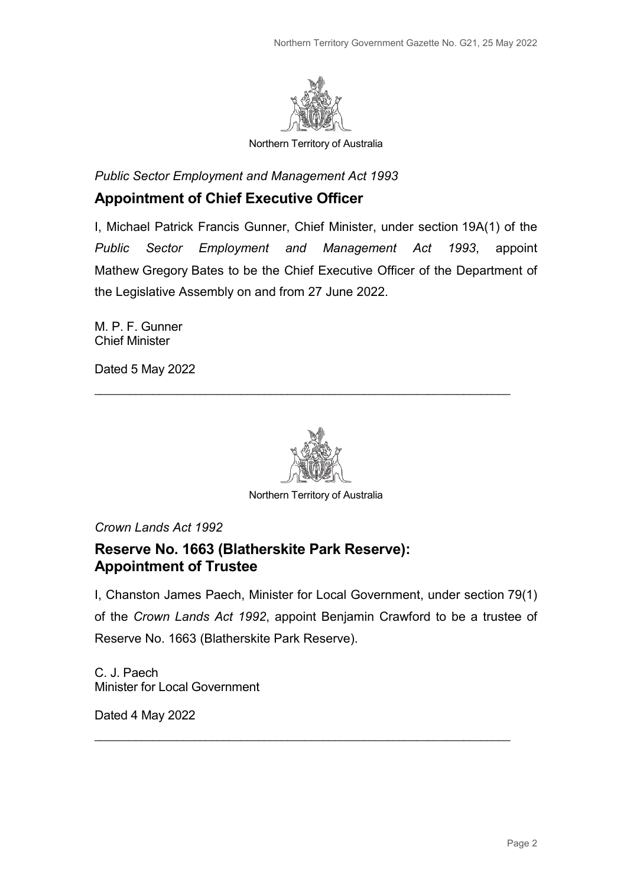Northern Territory of Australia

*Public Sector Employment and Management Act 1993*

## Appointment of Chief Executive Officer

I, Michael Patrick Francis Gunner, Chief Minister, under section 19A(1) of the *Public Sector Employment and Management Act 1993*, appoint Mathew Gregory Bates to be the Chief Executive Officer of the Department of the Legislative Assembly on and from 27 June 2022.

M. P. F. Gunner
Chief Minister

Dated 5 May 2022

---

Northern Territory of Australia

*Crown Lands Act 1992*

## Reserve No. 1663 (Blatherskite Park Reserve): Appointment of Trustee

I, Chanston James Paech, Minister for Local Government, under section 79(1) of the *Crown Lands Act 1992*, appoint Benjamin Crawford to be a trustee of Reserve No. 1663 (Blatherskite Park Reserve).

C. J. Paech
Minister for Local Government

Dated 4 May 2022

---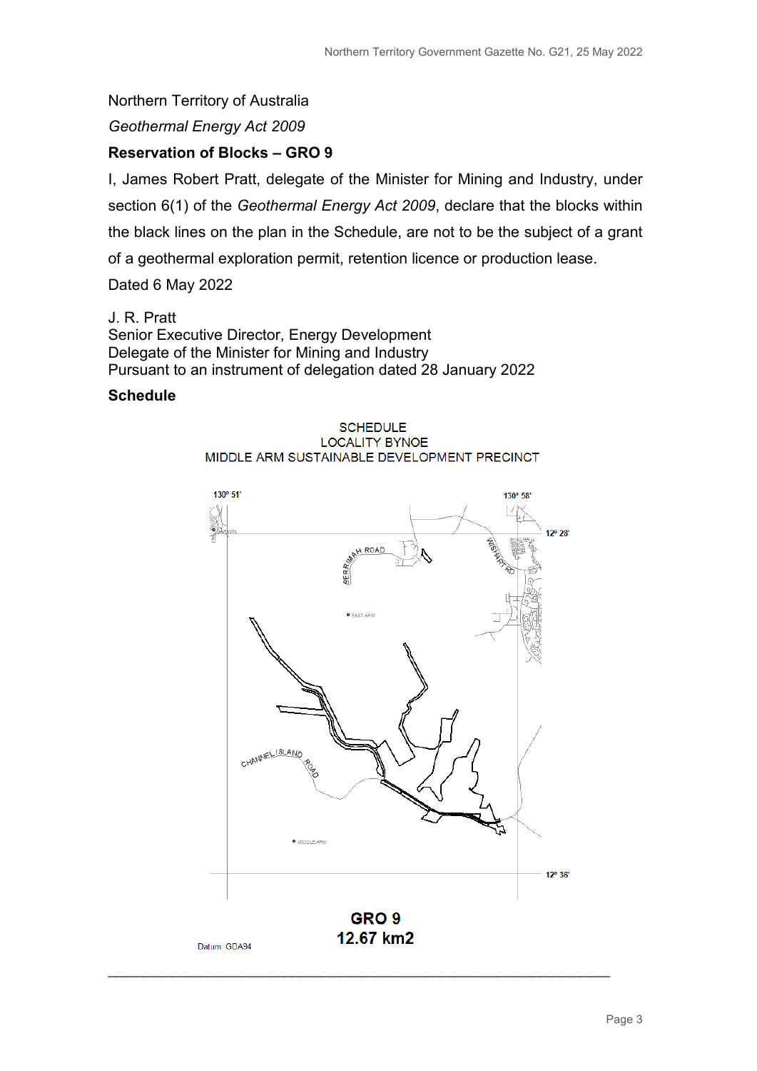Northern Territory of Australia

*Geothermal Energy Act 2009*

**Reservation of Blocks – GRO 9**

I, James Robert Pratt, delegate of the Minister for Mining and Industry, under section 6(1) of the *Geothermal Energy Act 2009*, declare that the blocks within the black lines on the plan in the Schedule, are not to be the subject of a grant of a geothermal exploration permit, retention licence or production lease.

Dated 6 May 2022

J. R. Pratt
Senior Executive Director, Energy Development
Delegate of the Minister for Mining and Industry
Pursuant to an instrument of delegation dated 28 January 2022

**Schedule**

SCHEDULE
LOCALITY BYNOE
MIDDLE ARM SUSTAINABLE DEVELOPMENT PRECINCT

130° 51'
130° 58'
12° 28'
12° 36'
BERRIMAH ROAD
WISHART RD
EAST ARM
CHANNEL ISLAND ROAD
MIDDLE ARM

**GRO 9**
**12.67 km2**

Datum: GDA94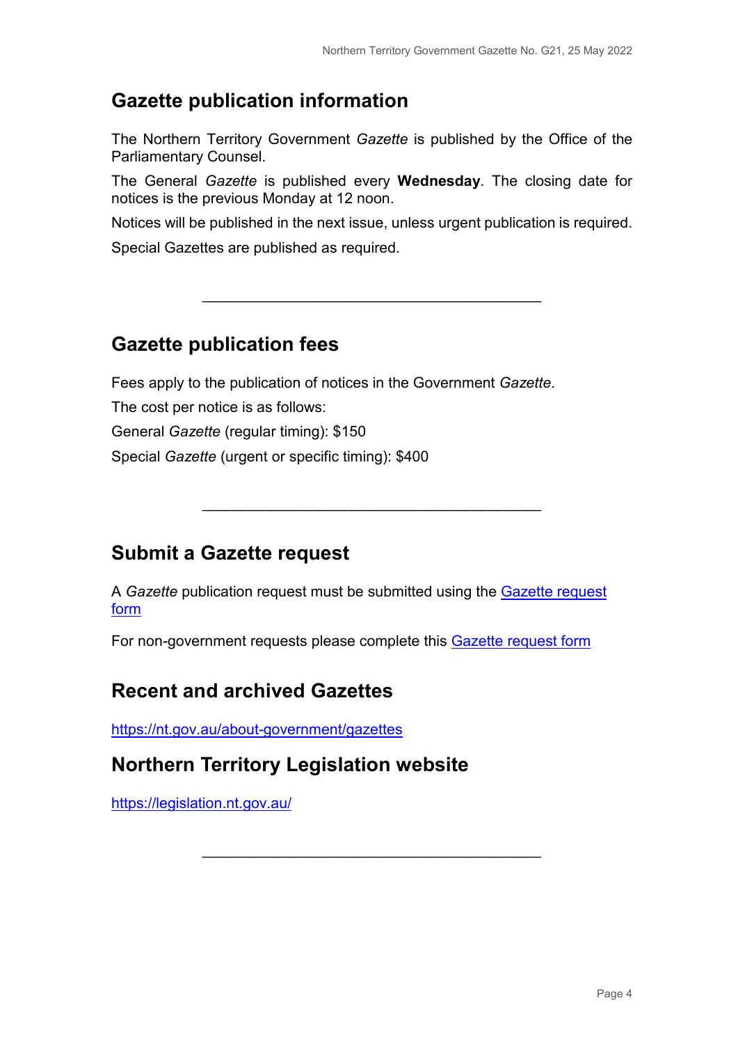## Gazette publication information

The Northern Territory Government *Gazette* is published by the Office of the Parliamentary Counsel.

The General *Gazette* is published every **Wednesday**. The closing date for notices is the previous Monday at 12 noon.

Notices will be published in the next issue, unless urgent publication is required.

Special Gazettes are published as required.

---

## Gazette publication fees

Fees apply to the publication of notices in the Government *Gazette*.

The cost per notice is as follows:

General *Gazette* (regular timing): $150

Special *Gazette* (urgent or specific timing): $400

---

## Submit a Gazette request

A *Gazette* publication request must be submitted using the Gazette request form

For non-government requests please complete this Gazette request form

## Recent and archived Gazettes

https://nt.gov.au/about-government/gazettes

## Northern Territory Legislation website

https://legislation.nt.gov.au/

---